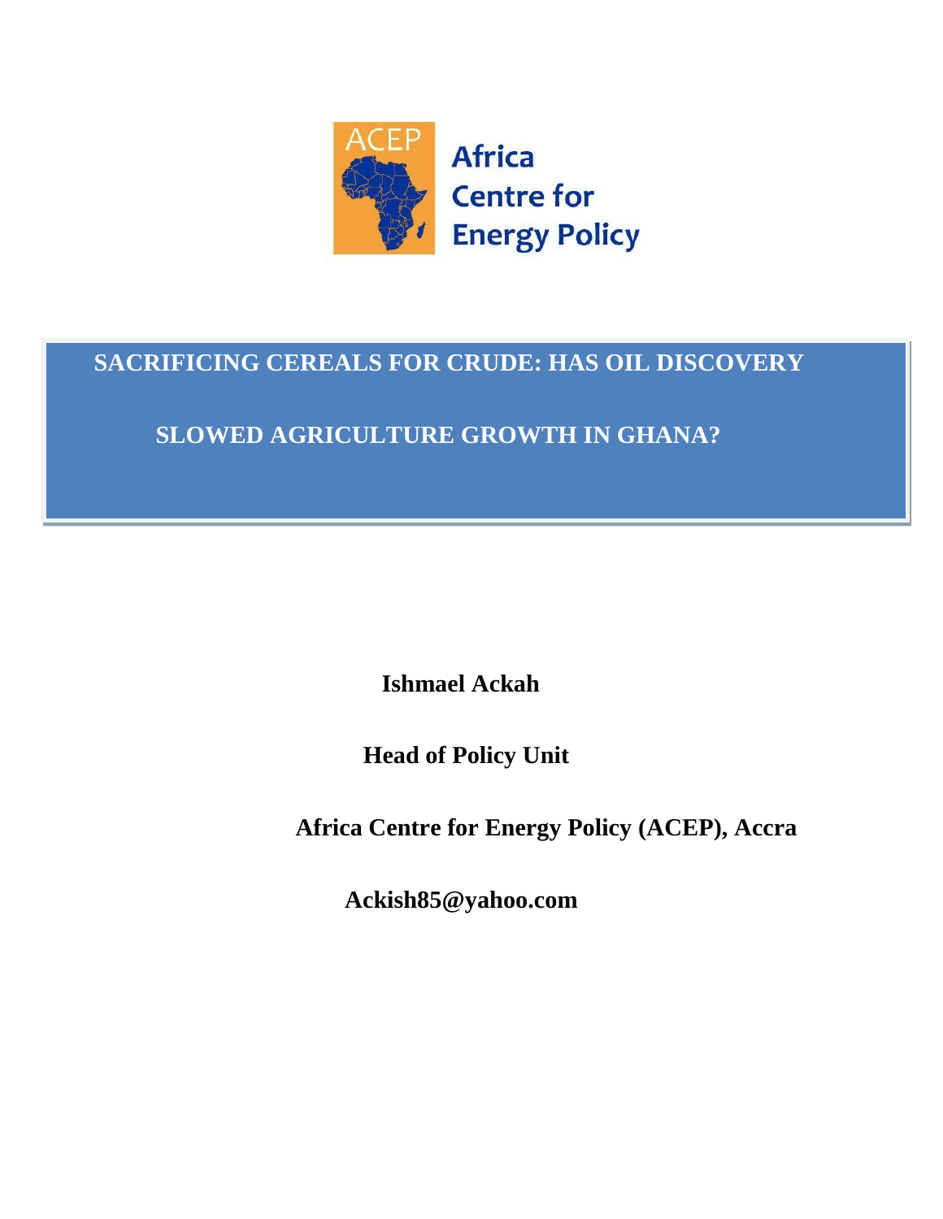ACEP

**Africa Centre for Energy Policy**

# SACRIFICING CEREALS FOR CRUDE: HAS OIL DISCOVERY SLOWED AGRICULTURE GROWTH IN GHANA?

**Ishmael Ackah**

**Head of Policy Unit**

**Africa Centre for Energy Policy (ACEP), Accra**

**Ackish85@yahoo.com**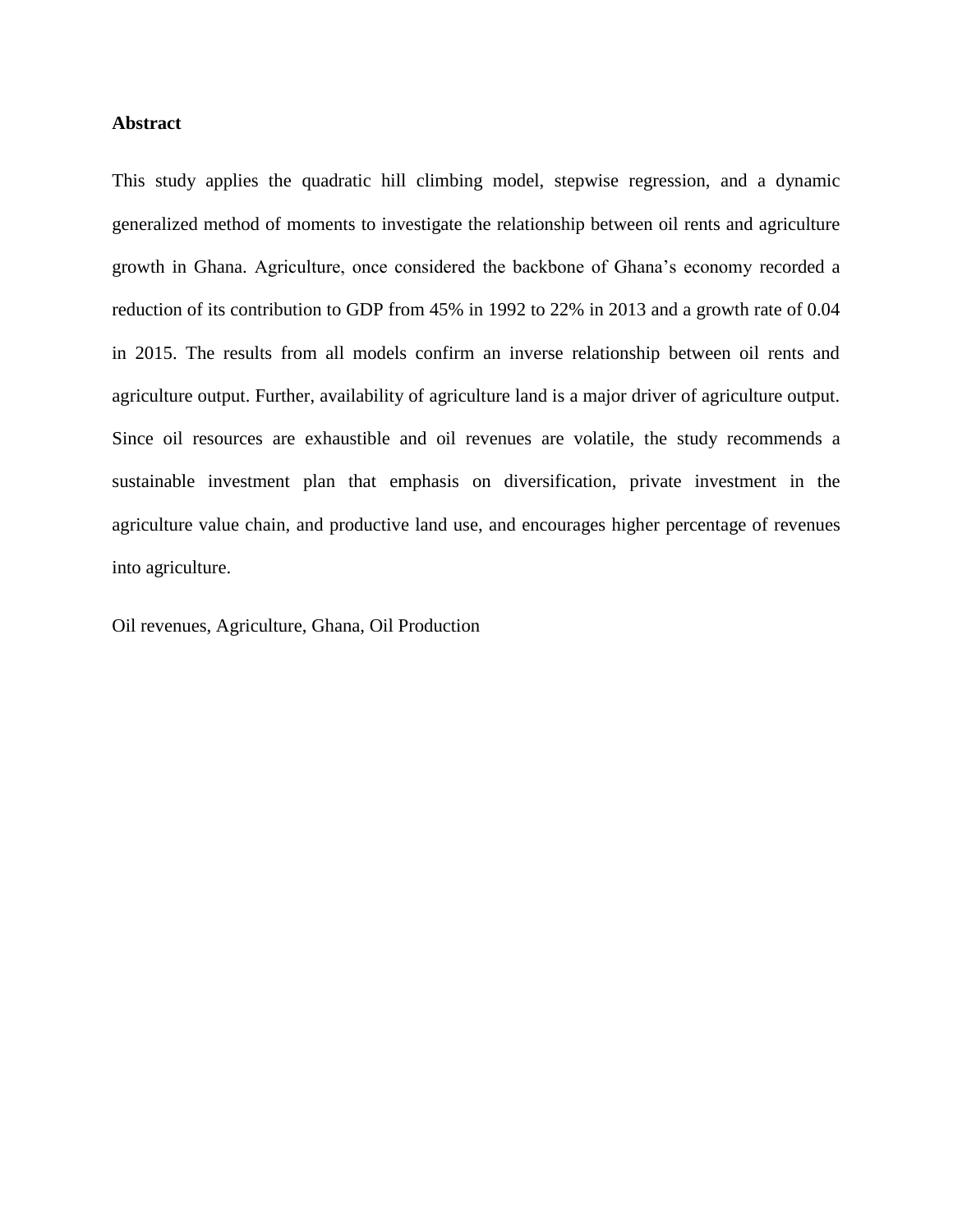**Abstract**

This study applies the quadratic hill climbing model, stepwise regression, and a dynamic generalized method of moments to investigate the relationship between oil rents and agriculture growth in Ghana. Agriculture, once considered the backbone of Ghana's economy recorded a reduction of its contribution to GDP from 45% in 1992 to 22% in 2013 and a growth rate of 0.04 in 2015. The results from all models confirm an inverse relationship between oil rents and agriculture output. Further, availability of agriculture land is a major driver of agriculture output. Since oil resources are exhaustible and oil revenues are volatile, the study recommends a sustainable investment plan that emphasis on diversification, private investment in the agriculture value chain, and productive land use, and encourages higher percentage of revenues into agriculture.

Oil revenues, Agriculture, Ghana, Oil Production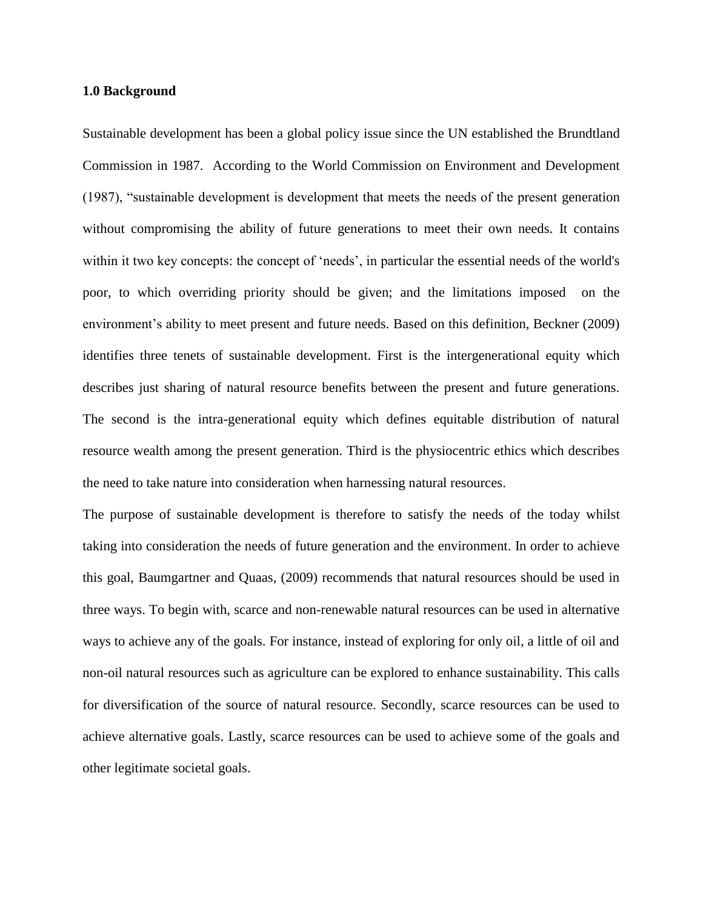**1.0 Background**

Sustainable development has been a global policy issue since the UN established the Brundtland Commission in 1987. According to the World Commission on Environment and Development (1987), "sustainable development is development that meets the needs of the present generation without compromising the ability of future generations to meet their own needs. It contains within it two key concepts: the concept of 'needs', in particular the essential needs of the world's poor, to which overriding priority should be given; and the limitations imposed on the environment's ability to meet present and future needs. Based on this definition, Beckner (2009) identifies three tenets of sustainable development. First is the intergenerational equity which describes just sharing of natural resource benefits between the present and future generations. The second is the intra-generational equity which defines equitable distribution of natural resource wealth among the present generation. Third is the physiocentric ethics which describes the need to take nature into consideration when harnessing natural resources.

The purpose of sustainable development is therefore to satisfy the needs of the today whilst taking into consideration the needs of future generation and the environment. In order to achieve this goal, Baumgartner and Quaas, (2009) recommends that natural resources should be used in three ways. To begin with, scarce and non-renewable natural resources can be used in alternative ways to achieve any of the goals. For instance, instead of exploring for only oil, a little of oil and non-oil natural resources such as agriculture can be explored to enhance sustainability. This calls for diversification of the source of natural resource. Secondly, scarce resources can be used to achieve alternative goals. Lastly, scarce resources can be used to achieve some of the goals and other legitimate societal goals.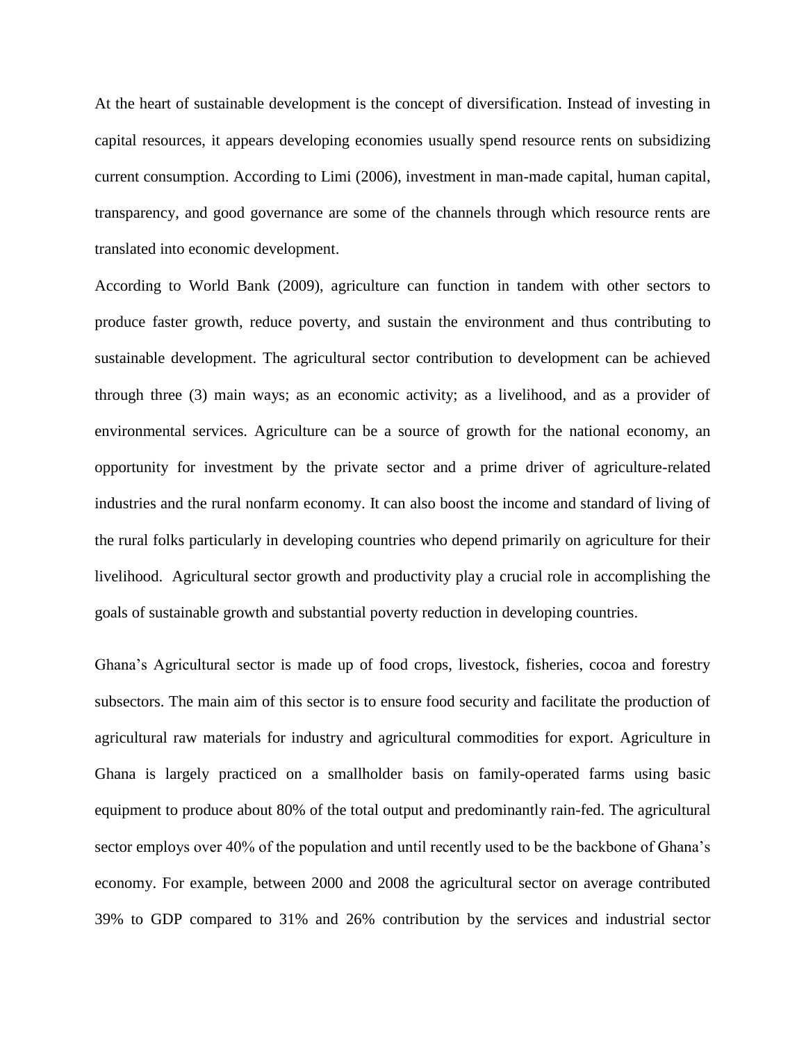At the heart of sustainable development is the concept of diversification. Instead of investing in capital resources, it appears developing economies usually spend resource rents on subsidizing current consumption. According to Limi (2006), investment in man-made capital, human capital, transparency, and good governance are some of the channels through which resource rents are translated into economic development.

According to World Bank (2009), agriculture can function in tandem with other sectors to produce faster growth, reduce poverty, and sustain the environment and thus contributing to sustainable development. The agricultural sector contribution to development can be achieved through three (3) main ways; as an economic activity; as a livelihood, and as a provider of environmental services. Agriculture can be a source of growth for the national economy, an opportunity for investment by the private sector and a prime driver of agriculture-related industries and the rural nonfarm economy. It can also boost the income and standard of living of the rural folks particularly in developing countries who depend primarily on agriculture for their livelihood. Agricultural sector growth and productivity play a crucial role in accomplishing the goals of sustainable growth and substantial poverty reduction in developing countries.

Ghana's Agricultural sector is made up of food crops, livestock, fisheries, cocoa and forestry subsectors. The main aim of this sector is to ensure food security and facilitate the production of agricultural raw materials for industry and agricultural commodities for export. Agriculture in Ghana is largely practiced on a smallholder basis on family-operated farms using basic equipment to produce about 80% of the total output and predominantly rain-fed. The agricultural sector employs over 40% of the population and until recently used to be the backbone of Ghana's economy. For example, between 2000 and 2008 the agricultural sector on average contributed 39% to GDP compared to 31% and 26% contribution by the services and industrial sector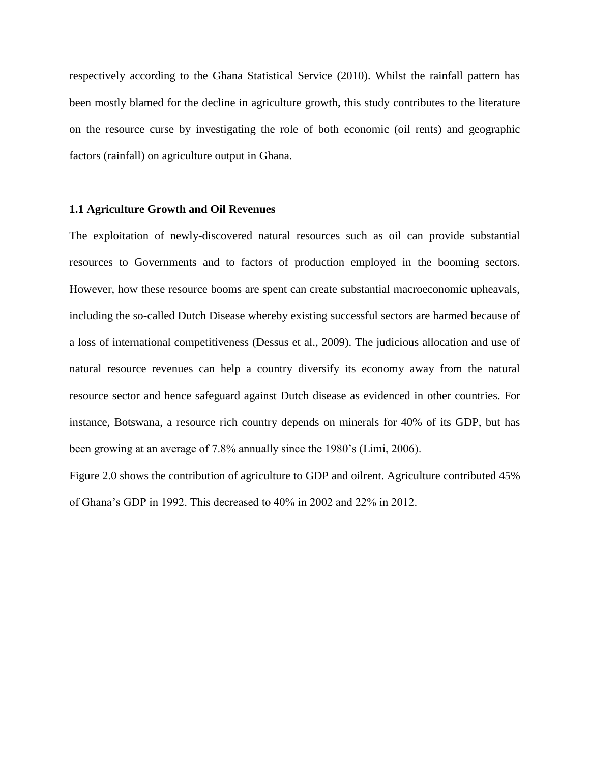respectively according to the Ghana Statistical Service (2010). Whilst the rainfall pattern has been mostly blamed for the decline in agriculture growth, this study contributes to the literature on the resource curse by investigating the role of both economic (oil rents) and geographic factors (rainfall) on agriculture output in Ghana.

### 1.1 Agriculture Growth and Oil Revenues

The exploitation of newly-discovered natural resources such as oil can provide substantial resources to Governments and to factors of production employed in the booming sectors. However, how these resource booms are spent can create substantial macroeconomic upheavals, including the so-called Dutch Disease whereby existing successful sectors are harmed because of a loss of international competitiveness (Dessus et al., 2009). The judicious allocation and use of natural resource revenues can help a country diversify its economy away from the natural resource sector and hence safeguard against Dutch disease as evidenced in other countries. For instance, Botswana, a resource rich country depends on minerals for 40% of its GDP, but has been growing at an average of 7.8% annually since the 1980's (Limi, 2006).

Figure 2.0 shows the contribution of agriculture to GDP and oilrent. Agriculture contributed 45% of Ghana's GDP in 1992. This decreased to 40% in 2002 and 22% in 2012.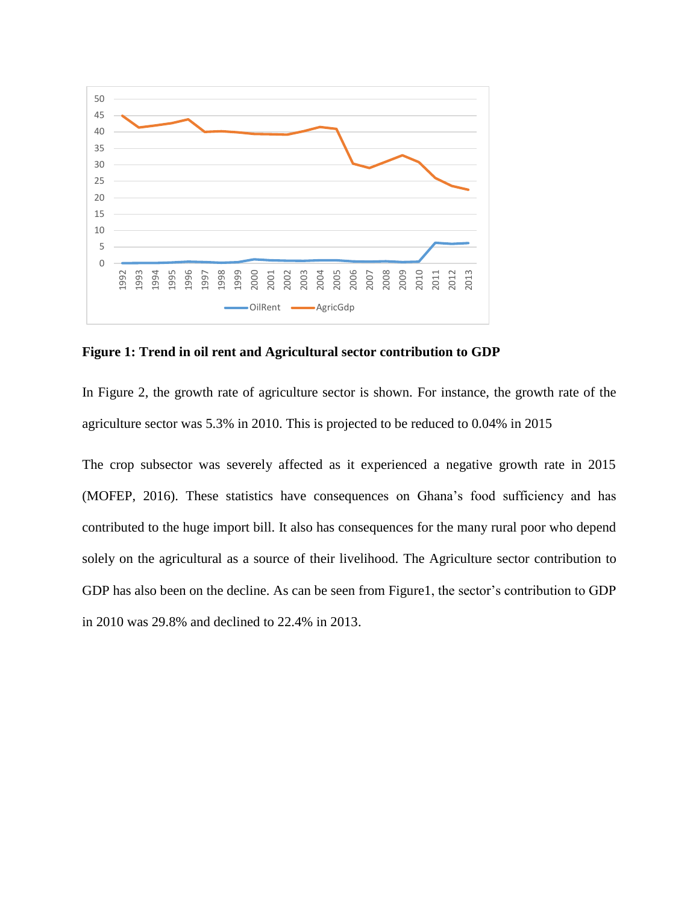**Figure 1: Trend in oil rent and Agricultural sector contribution to GDP**

In Figure 2, the growth rate of agriculture sector is shown. For instance, the growth rate of the agriculture sector was 5.3% in 2010. This is projected to be reduced to 0.04% in 2015

The crop subsector was severely affected as it experienced a negative growth rate in 2015 (MOFEP, 2016). These statistics have consequences on Ghana's food sufficiency and has contributed to the huge import bill. It also has consequences for the many rural poor who depend solely on the agricultural as a source of their livelihood. The Agriculture sector contribution to GDP has also been on the decline. As can be seen from Figure1, the sector's contribution to GDP in 2010 was 29.8% and declined to 22.4% in 2013.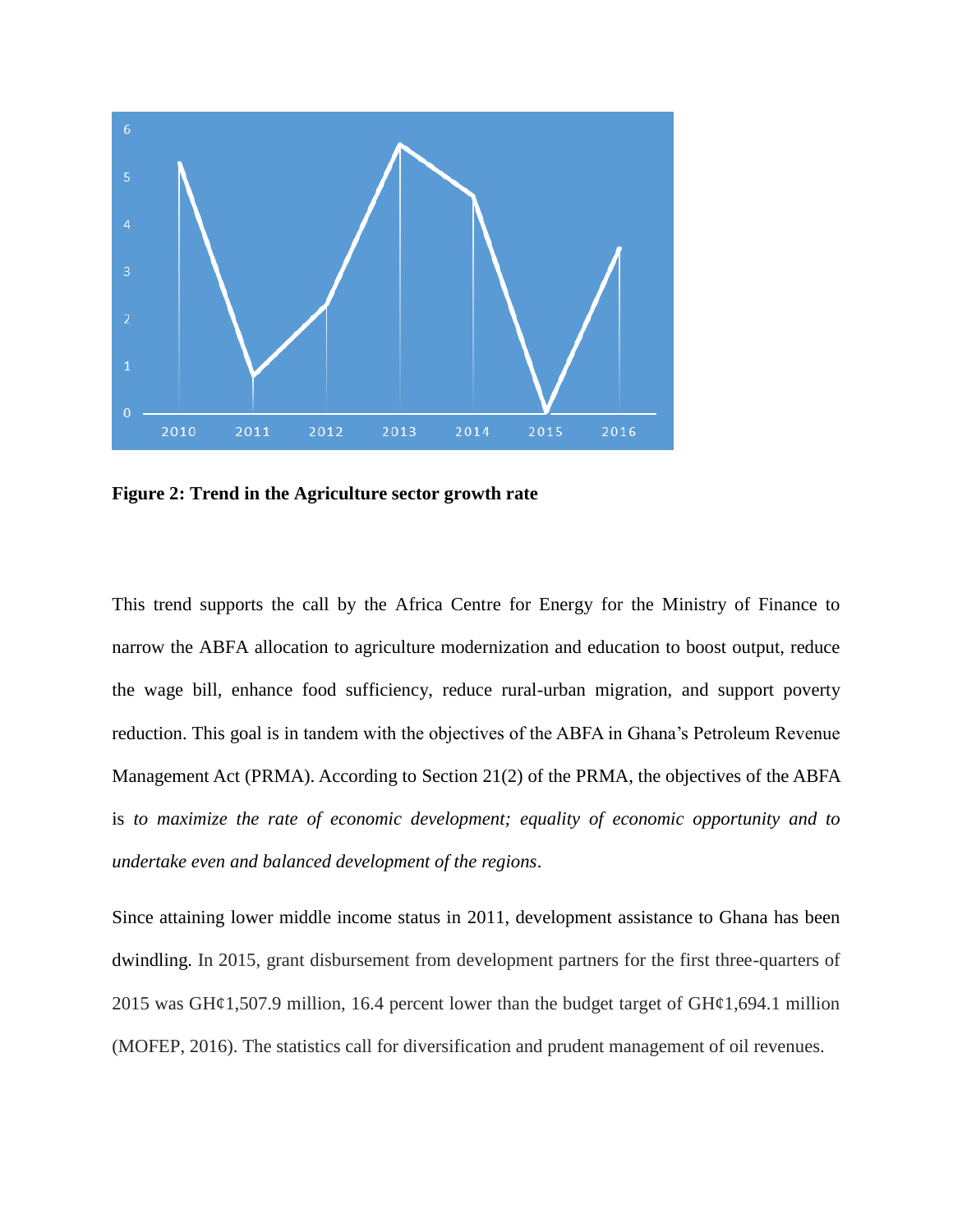**Figure 2: Trend in the Agriculture sector growth rate**

This trend supports the call by the Africa Centre for Energy for the Ministry of Finance to narrow the ABFA allocation to agriculture modernization and education to boost output, reduce the wage bill, enhance food sufficiency, reduce rural-urban migration, and support poverty reduction. This goal is in tandem with the objectives of the ABFA in Ghana's Petroleum Revenue Management Act (PRMA). According to Section 21(2) of the PRMA, the objectives of the ABFA is *to maximize the rate of economic development; equality of economic opportunity and to undertake even and balanced development of the regions*.

Since attaining lower middle income status in 2011, development assistance to Ghana has been dwindling. In 2015, grant disbursement from development partners for the first three-quarters of 2015 was GH¢1,507.9 million, 16.4 percent lower than the budget target of GH¢1,694.1 million (MOFEP, 2016). The statistics call for diversification and prudent management of oil revenues.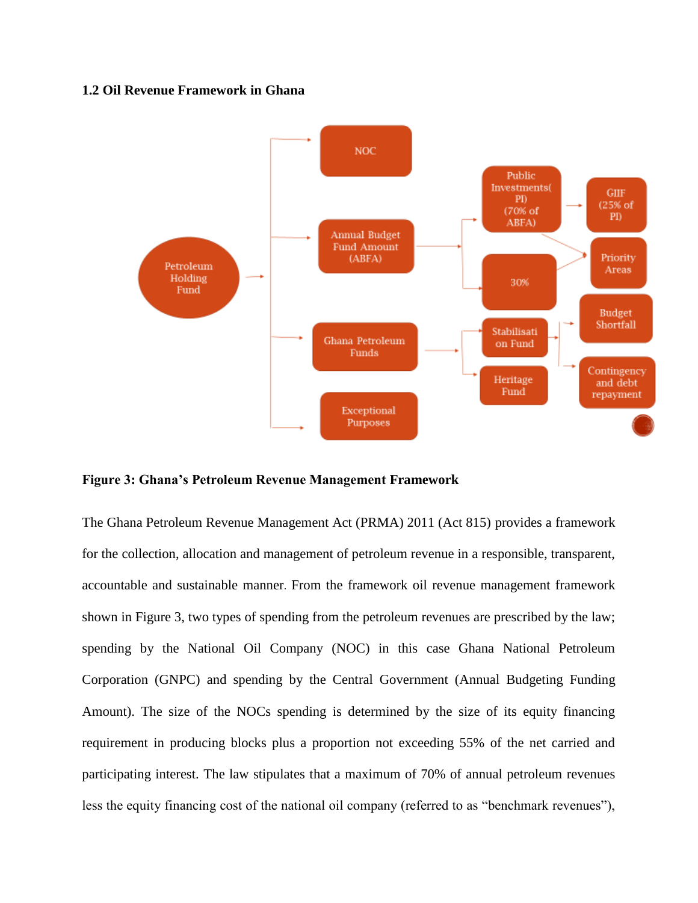### 1.2 Oil Revenue Framework in Ghana

**Figure 3: Ghana's Petroleum Revenue Management Framework**

The Ghana Petroleum Revenue Management Act (PRMA) 2011 (Act 815) provides a framework for the collection, allocation and management of petroleum revenue in a responsible, transparent, accountable and sustainable manner. From the framework oil revenue management framework shown in Figure 3, two types of spending from the petroleum revenues are prescribed by the law; spending by the National Oil Company (NOC) in this case Ghana National Petroleum Corporation (GNPC) and spending by the Central Government (Annual Budgeting Funding Amount). The size of the NOCs spending is determined by the size of its equity financing requirement in producing blocks plus a proportion not exceeding 55% of the net carried and participating interest. The law stipulates that a maximum of 70% of annual petroleum revenues less the equity financing cost of the national oil company (referred to as "benchmark revenues"),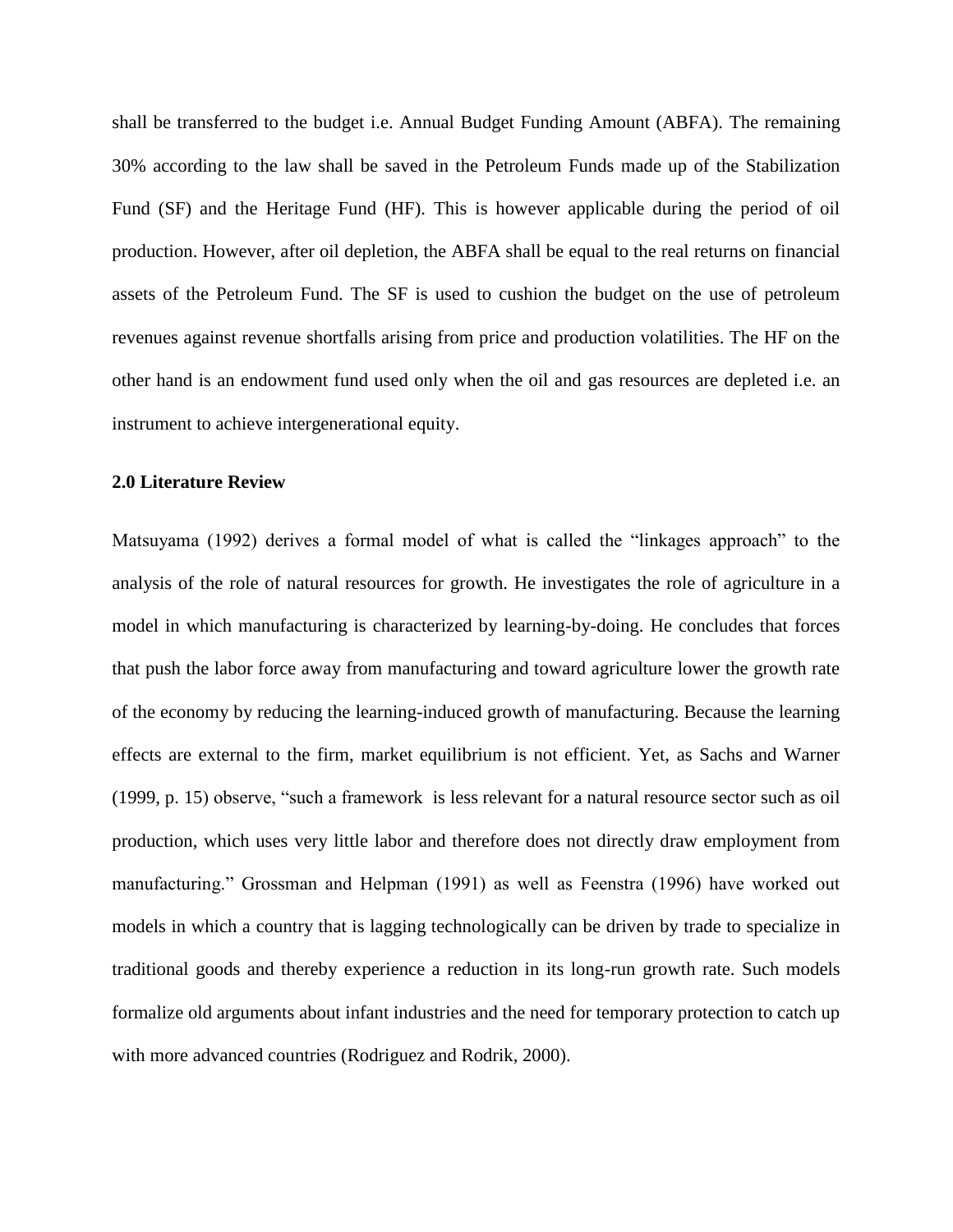shall be transferred to the budget i.e. Annual Budget Funding Amount (ABFA). The remaining 30% according to the law shall be saved in the Petroleum Funds made up of the Stabilization Fund (SF) and the Heritage Fund (HF). This is however applicable during the period of oil production. However, after oil depletion, the ABFA shall be equal to the real returns on financial assets of the Petroleum Fund. The SF is used to cushion the budget on the use of petroleum revenues against revenue shortfalls arising from price and production volatilities. The HF on the other hand is an endowment fund used only when the oil and gas resources are depleted i.e. an instrument to achieve intergenerational equity.

## 2.0 Literature Review

Matsuyama (1992) derives a formal model of what is called the "linkages approach" to the analysis of the role of natural resources for growth. He investigates the role of agriculture in a model in which manufacturing is characterized by learning-by-doing. He concludes that forces that push the labor force away from manufacturing and toward agriculture lower the growth rate of the economy by reducing the learning-induced growth of manufacturing. Because the learning effects are external to the firm, market equilibrium is not efficient. Yet, as Sachs and Warner (1999, p. 15) observe, "such a framework is less relevant for a natural resource sector such as oil production, which uses very little labor and therefore does not directly draw employment from manufacturing." Grossman and Helpman (1991) as well as Feenstra (1996) have worked out models in which a country that is lagging technologically can be driven by trade to specialize in traditional goods and thereby experience a reduction in its long-run growth rate. Such models formalize old arguments about infant industries and the need for temporary protection to catch up with more advanced countries (Rodriguez and Rodrik, 2000).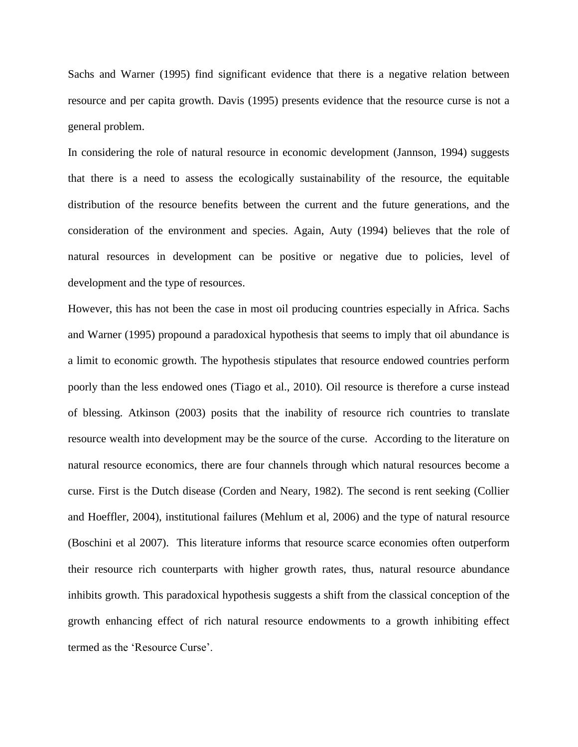Sachs and Warner (1995) find significant evidence that there is a negative relation between resource and per capita growth. Davis (1995) presents evidence that the resource curse is not a general problem.

In considering the role of natural resource in economic development (Jannson, 1994) suggests that there is a need to assess the ecologically sustainability of the resource, the equitable distribution of the resource benefits between the current and the future generations, and the consideration of the environment and species. Again, Auty (1994) believes that the role of natural resources in development can be positive or negative due to policies, level of development and the type of resources.

However, this has not been the case in most oil producing countries especially in Africa. Sachs and Warner (1995) propound a paradoxical hypothesis that seems to imply that oil abundance is a limit to economic growth. The hypothesis stipulates that resource endowed countries perform poorly than the less endowed ones (Tiago et al., 2010). Oil resource is therefore a curse instead of blessing. Atkinson (2003) posits that the inability of resource rich countries to translate resource wealth into development may be the source of the curse. According to the literature on natural resource economics, there are four channels through which natural resources become a curse. First is the Dutch disease (Corden and Neary, 1982). The second is rent seeking (Collier and Hoeffler, 2004), institutional failures (Mehlum et al, 2006) and the type of natural resource (Boschini et al 2007). This literature informs that resource scarce economies often outperform their resource rich counterparts with higher growth rates, thus, natural resource abundance inhibits growth. This paradoxical hypothesis suggests a shift from the classical conception of the growth enhancing effect of rich natural resource endowments to a growth inhibiting effect termed as the 'Resource Curse'.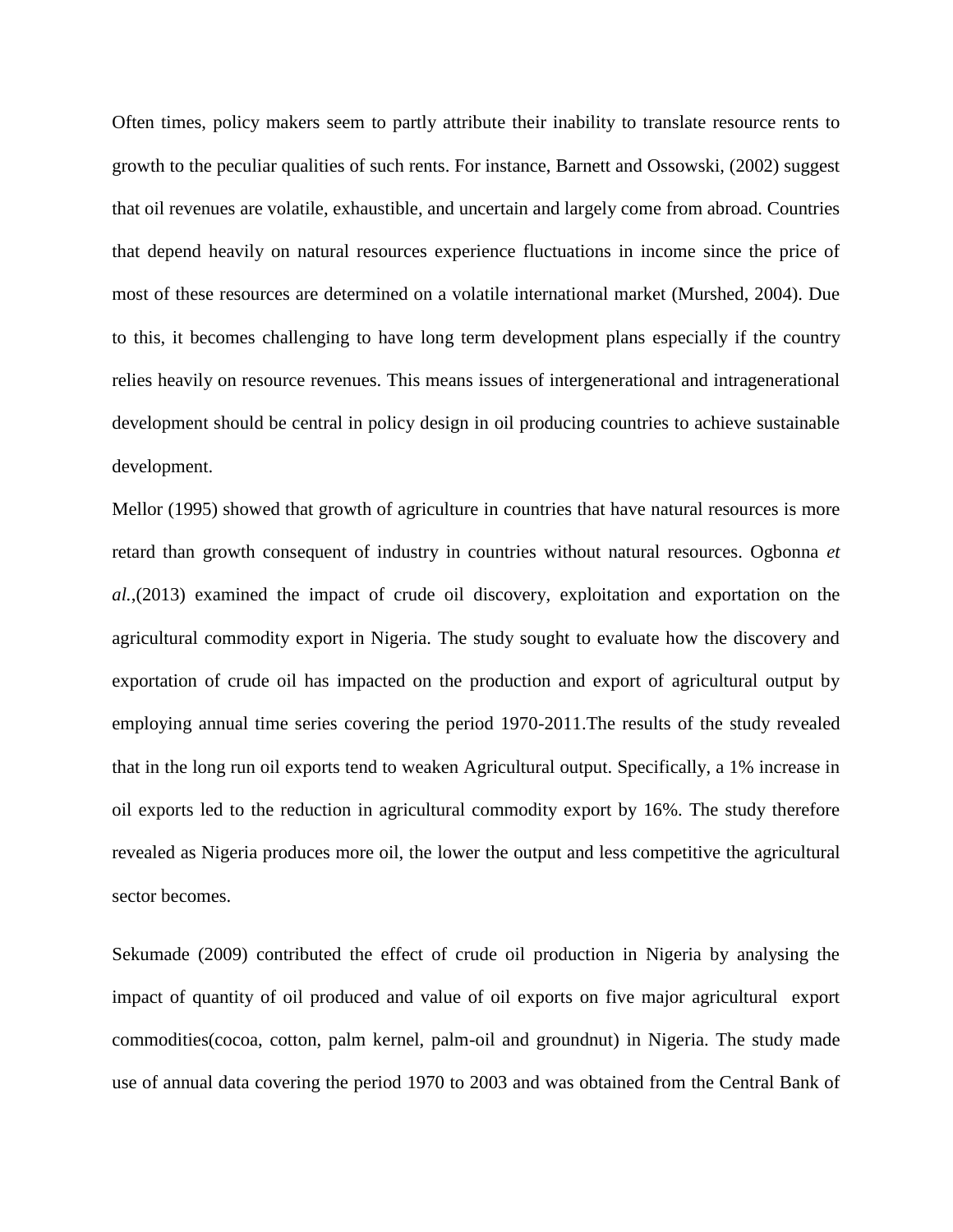Often times, policy makers seem to partly attribute their inability to translate resource rents to growth to the peculiar qualities of such rents. For instance, Barnett and Ossowski, (2002) suggest that oil revenues are volatile, exhaustible, and uncertain and largely come from abroad. Countries that depend heavily on natural resources experience fluctuations in income since the price of most of these resources are determined on a volatile international market (Murshed, 2004). Due to this, it becomes challenging to have long term development plans especially if the country relies heavily on resource revenues. This means issues of intergenerational and intragenerational development should be central in policy design in oil producing countries to achieve sustainable development.

Mellor (1995) showed that growth of agriculture in countries that have natural resources is more retard than growth consequent of industry in countries without natural resources. Ogbonna *et al.*,(2013) examined the impact of crude oil discovery, exploitation and exportation on the agricultural commodity export in Nigeria. The study sought to evaluate how the discovery and exportation of crude oil has impacted on the production and export of agricultural output by employing annual time series covering the period 1970-2011.The results of the study revealed that in the long run oil exports tend to weaken Agricultural output. Specifically, a 1% increase in oil exports led to the reduction in agricultural commodity export by 16%. The study therefore revealed as Nigeria produces more oil, the lower the output and less competitive the agricultural sector becomes.

Sekumade (2009) contributed the effect of crude oil production in Nigeria by analysing the impact of quantity of oil produced and value of oil exports on five major agricultural export commodities(cocoa, cotton, palm kernel, palm-oil and groundnut) in Nigeria. The study made use of annual data covering the period 1970 to 2003 and was obtained from the Central Bank of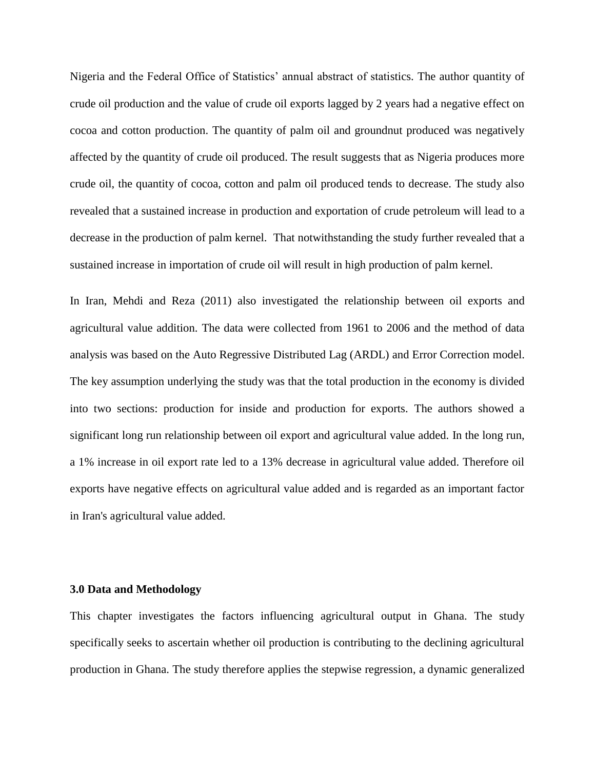Nigeria and the Federal Office of Statistics' annual abstract of statistics. The author quantity of crude oil production and the value of crude oil exports lagged by 2 years had a negative effect on cocoa and cotton production. The quantity of palm oil and groundnut produced was negatively affected by the quantity of crude oil produced. The result suggests that as Nigeria produces more crude oil, the quantity of cocoa, cotton and palm oil produced tends to decrease. The study also revealed that a sustained increase in production and exportation of crude petroleum will lead to a decrease in the production of palm kernel. That notwithstanding the study further revealed that a sustained increase in importation of crude oil will result in high production of palm kernel.

In Iran, Mehdi and Reza (2011) also investigated the relationship between oil exports and agricultural value addition. The data were collected from 1961 to 2006 and the method of data analysis was based on the Auto Regressive Distributed Lag (ARDL) and Error Correction model. The key assumption underlying the study was that the total production in the economy is divided into two sections: production for inside and production for exports. The authors showed a significant long run relationship between oil export and agricultural value added. In the long run, a 1% increase in oil export rate led to a 13% decrease in agricultural value added. Therefore oil exports have negative effects on agricultural value added and is regarded as an important factor in Iran's agricultural value added.

**3.0 Data and Methodology**

This chapter investigates the factors influencing agricultural output in Ghana. The study specifically seeks to ascertain whether oil production is contributing to the declining agricultural production in Ghana. The study therefore applies the stepwise regression, a dynamic generalized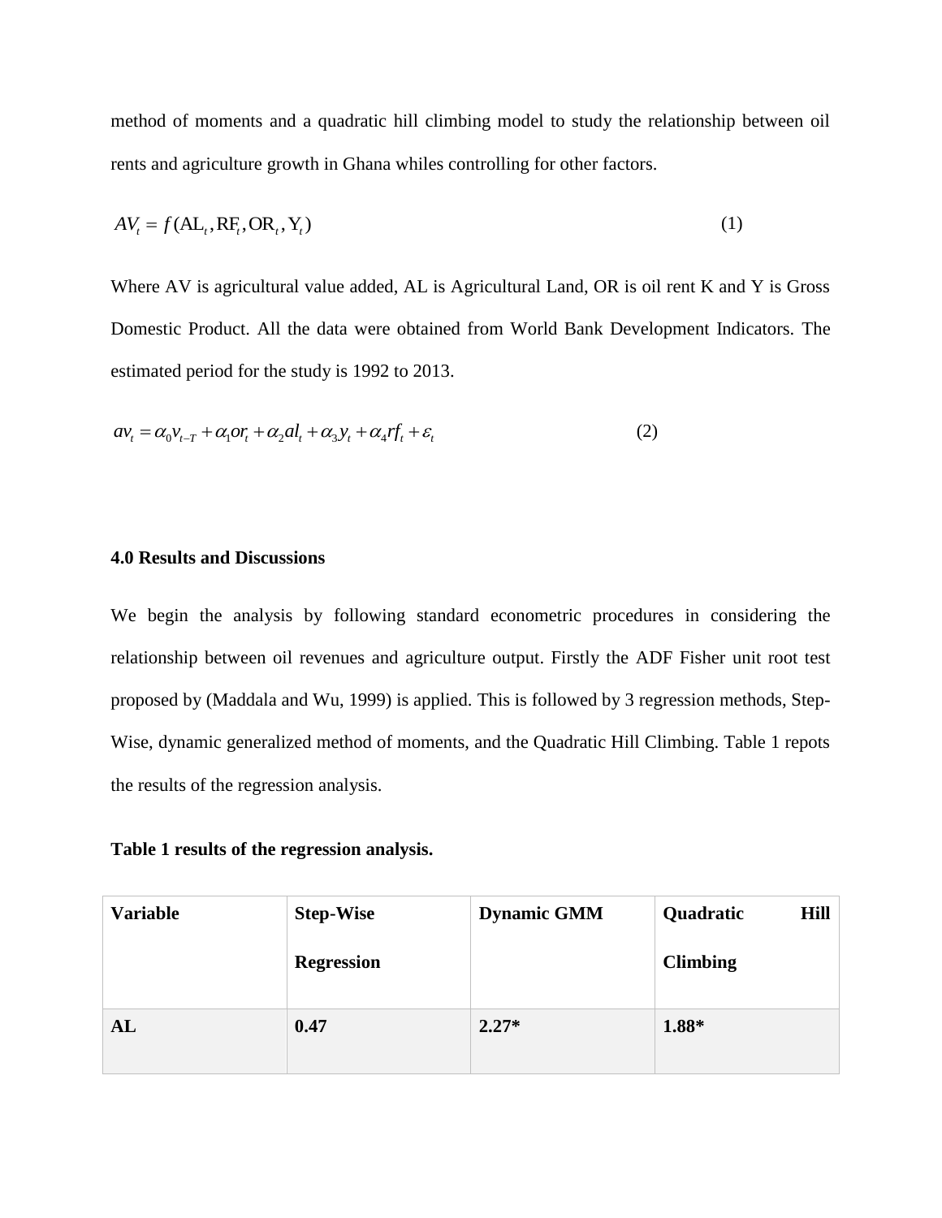method of moments and a quadratic hill climbing model to study the relationship between oil rents and agriculture growth in Ghana whiles controlling for other factors.

$$AV_t = f(\mathrm{AL}_t, \mathrm{RF}_t, \mathrm{OR}_t, \mathrm{Y}_t) \tag{1}$$

Where AV is agricultural value added, AL is Agricultural Land, OR is oil rent K and Y is Gross Domestic Product. All the data were obtained from World Bank Development Indicators. The estimated period for the study is 1992 to 2013.

$$av_t = \alpha_0 v_{t-T} + \alpha_1 or_t + \alpha_2 al_t + \alpha_3 y_t + \alpha_4 rf_t + \varepsilon_t \tag{2}$$

## 4.0 Results and Discussions

We begin the analysis by following standard econometric procedures in considering the relationship between oil revenues and agriculture output. Firstly the ADF Fisher unit root test proposed by (Maddala and Wu, 1999) is applied. This is followed by 3 regression methods, Step-Wise, dynamic generalized method of moments, and the Quadratic Hill Climbing. Table 1 repots the results of the regression analysis.

**Table 1 results of the regression analysis.**

| Variable | Step-Wise Regression | Dynamic GMM | Quadratic Hill Climbing |
|---|---|---|---|
| **AL** | **0.47** | **2.27*** | **1.88*** |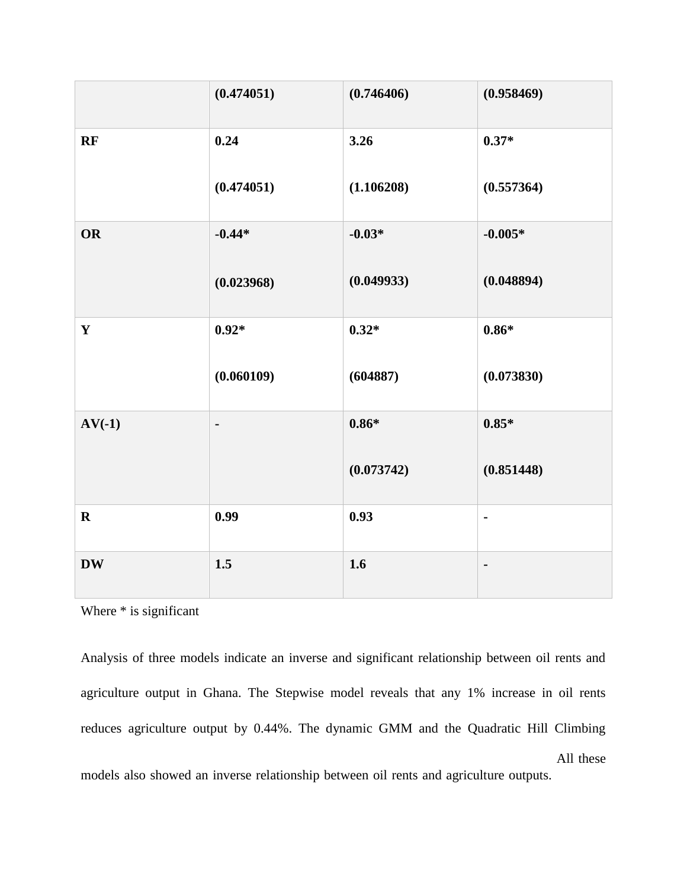| | (0.474051) | (0.746406) | (0.958469) |
|---|---|---|---|
| **RF** | **0.24** | **3.26** | **0.37*** |
| | **(0.474051)** | **(1.106208)** | **(0.557364)** |
| **OR** | **-0.44*** | **-0.03*** | **-0.005*** |
| | **(0.023968)** | **(0.049933)** | **(0.048894)** |
| **Y** | **0.92*** | **0.32*** | **0.86*** |
| | **(0.060109)** | **(604887)** | **(0.073830)** |
| **AV(-1)** | **-** | **0.86*** | **0.85*** |
| | | **(0.073742)** | **(0.851448)** |
| **R** | **0.99** | **0.93** | **-** |
| **DW** | **1.5** | **1.6** | **-** |

Where * is significant

Analysis of three models indicate an inverse and significant relationship between oil rents and agriculture output in Ghana. The Stepwise model reveals that any 1% increase in oil rents reduces agriculture output by 0.44%. The dynamic GMM and the Quadratic Hill Climbing All these models also showed an inverse relationship between oil rents and agriculture outputs.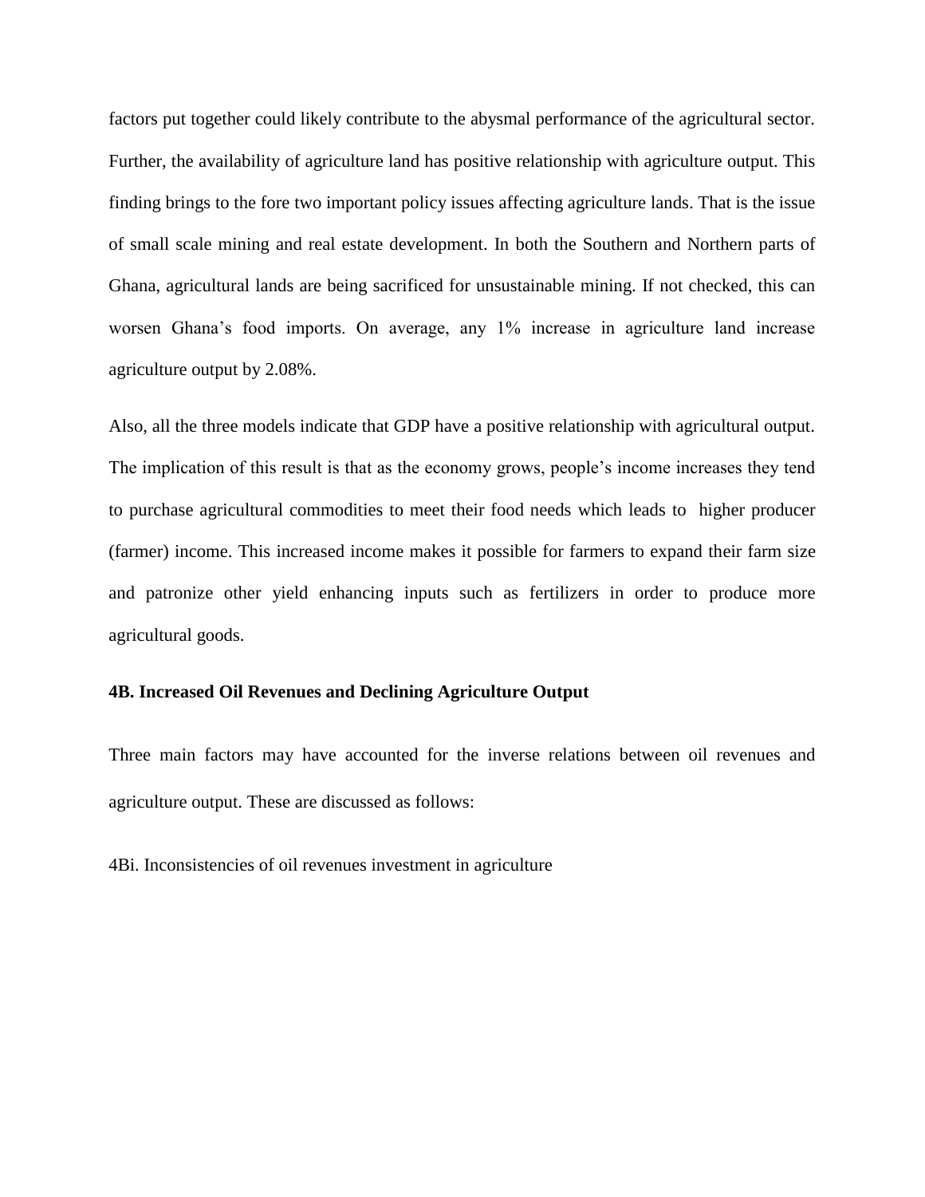factors put together could likely contribute to the abysmal performance of the agricultural sector. Further, the availability of agriculture land has positive relationship with agriculture output. This finding brings to the fore two important policy issues affecting agriculture lands. That is the issue of small scale mining and real estate development. In both the Southern and Northern parts of Ghana, agricultural lands are being sacrificed for unsustainable mining. If not checked, this can worsen Ghana's food imports. On average, any 1% increase in agriculture land increase agriculture output by 2.08%.

Also, all the three models indicate that GDP have a positive relationship with agricultural output. The implication of this result is that as the economy grows, people's income increases they tend to purchase agricultural commodities to meet their food needs which leads to higher producer (farmer) income. This increased income makes it possible for farmers to expand their farm size and patronize other yield enhancing inputs such as fertilizers in order to produce more agricultural goods.

**4B. Increased Oil Revenues and Declining Agriculture Output**

Three main factors may have accounted for the inverse relations between oil revenues and agriculture output. These are discussed as follows:

4Bi. Inconsistencies of oil revenues investment in agriculture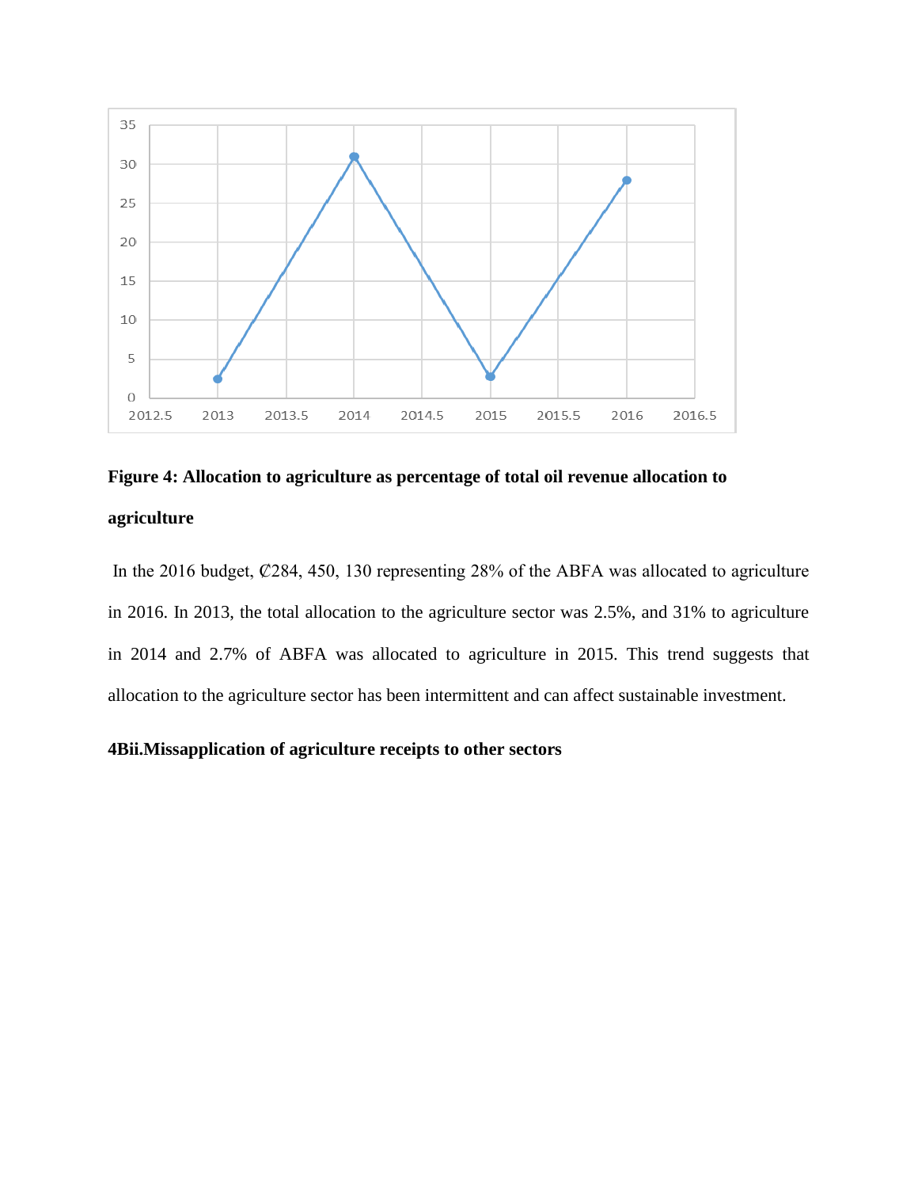**Figure 4: Allocation to agriculture as percentage of total oil revenue allocation to agriculture**

In the 2016 budget, ₵284, 450, 130 representing 28% of the ABFA was allocated to agriculture in 2016. In 2013, the total allocation to the agriculture sector was 2.5%, and 31% to agriculture in 2014 and 2.7% of ABFA was allocated to agriculture in 2015. This trend suggests that allocation to the agriculture sector has been intermittent and can affect sustainable investment.

**4Bii.Missapplication of agriculture receipts to other sectors**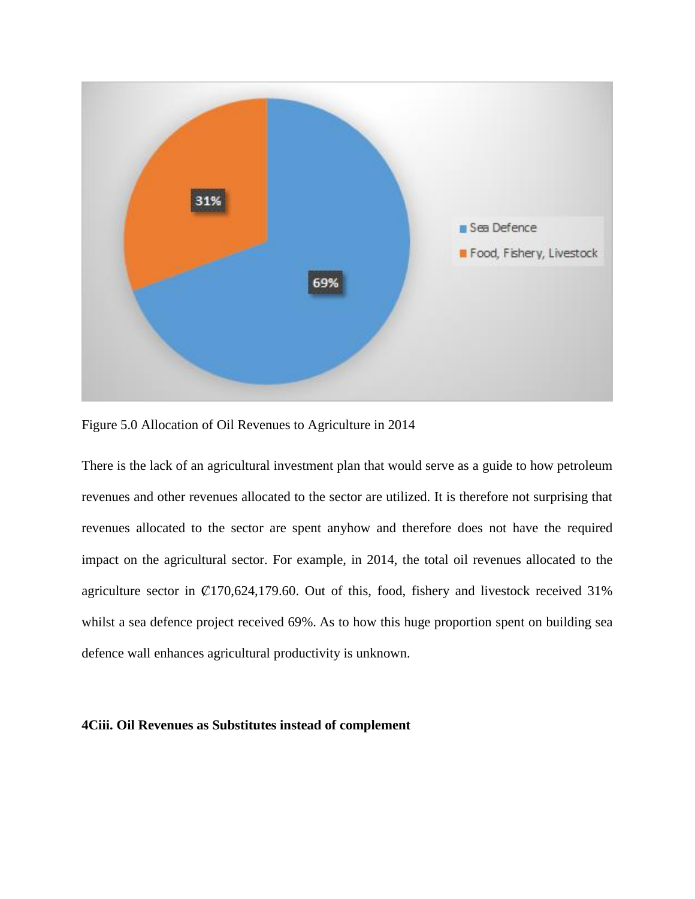Figure 5.0 Allocation of Oil Revenues to Agriculture in 2014

There is the lack of an agricultural investment plan that would serve as a guide to how petroleum revenues and other revenues allocated to the sector are utilized. It is therefore not surprising that revenues allocated to the sector are spent anyhow and therefore does not have the required impact on the agricultural sector. For example, in 2014, the total oil revenues allocated to the agriculture sector in ₵170,624,179.60. Out of this, food, fishery and livestock received 31% whilst a sea defence project received 69%. As to how this huge proportion spent on building sea defence wall enhances agricultural productivity is unknown.

**4Ciii. Oil Revenues as Substitutes instead of complement**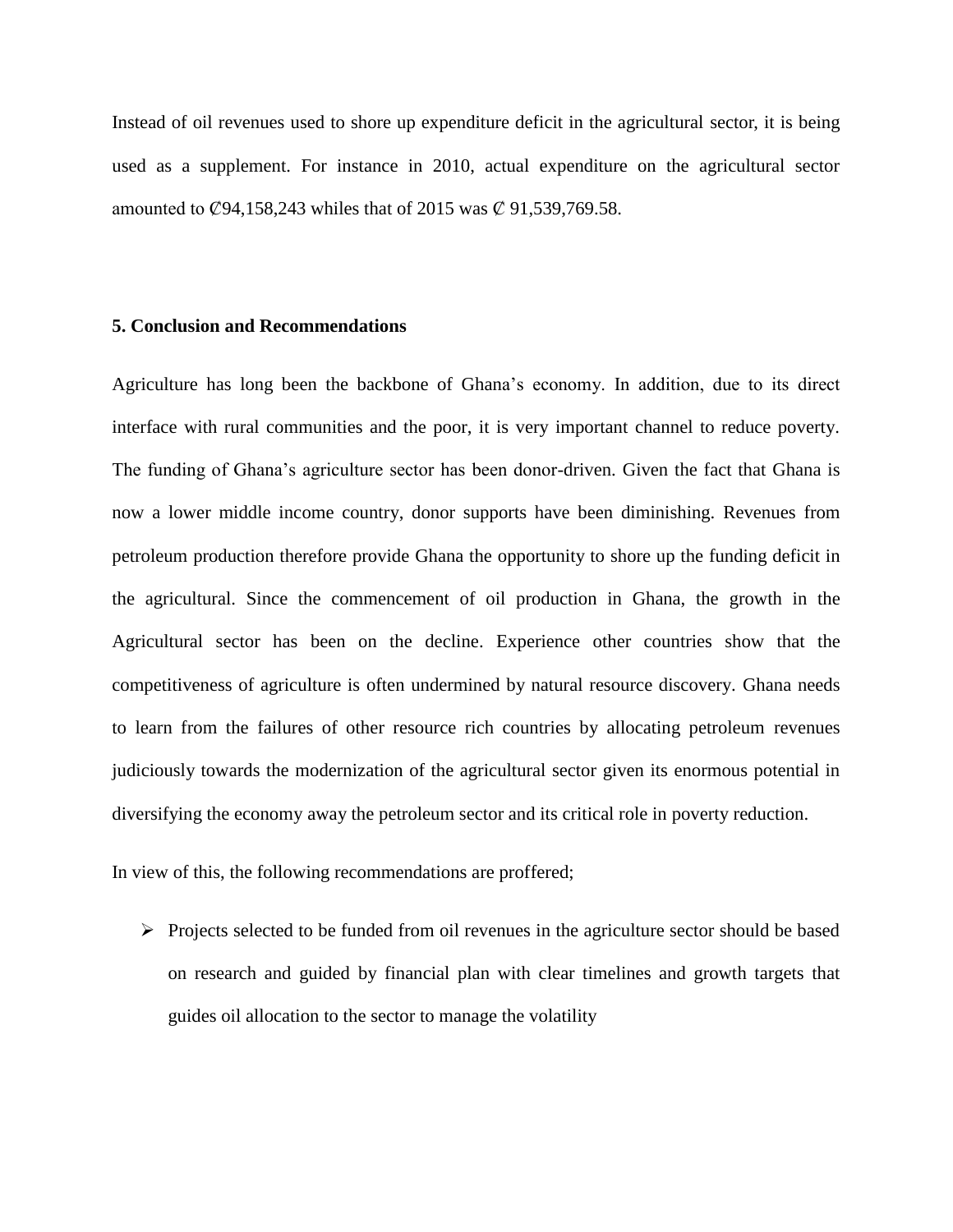Instead of oil revenues used to shore up expenditure deficit in the agricultural sector, it is being used as a supplement. For instance in 2010, actual expenditure on the agricultural sector amounted to ₡94,158,243 whiles that of 2015 was ₡ 91,539,769.58.

## 5. Conclusion and Recommendations

Agriculture has long been the backbone of Ghana's economy. In addition, due to its direct interface with rural communities and the poor, it is very important channel to reduce poverty. The funding of Ghana's agriculture sector has been donor-driven. Given the fact that Ghana is now a lower middle income country, donor supports have been diminishing. Revenues from petroleum production therefore provide Ghana the opportunity to shore up the funding deficit in the agricultural. Since the commencement of oil production in Ghana, the growth in the Agricultural sector has been on the decline. Experience other countries show that the competitiveness of agriculture is often undermined by natural resource discovery. Ghana needs to learn from the failures of other resource rich countries by allocating petroleum revenues judiciously towards the modernization of the agricultural sector given its enormous potential in diversifying the economy away the petroleum sector and its critical role in poverty reduction.

In view of this, the following recommendations are proffered;

- Projects selected to be funded from oil revenues in the agriculture sector should be based on research and guided by financial plan with clear timelines and growth targets that guides oil allocation to the sector to manage the volatility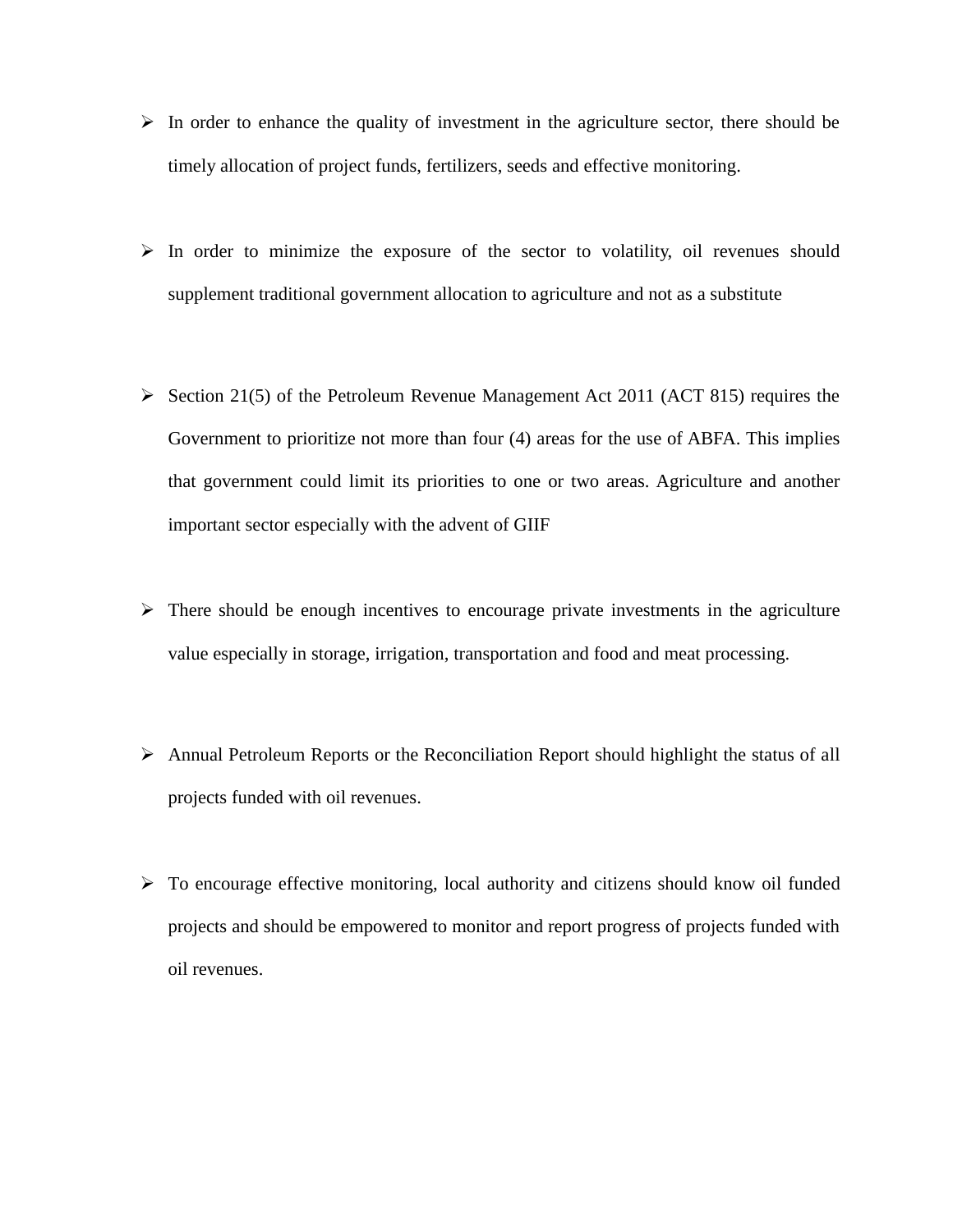- In order to enhance the quality of investment in the agriculture sector, there should be timely allocation of project funds, fertilizers, seeds and effective monitoring.

- In order to minimize the exposure of the sector to volatility, oil revenues should supplement traditional government allocation to agriculture and not as a substitute

- Section 21(5) of the Petroleum Revenue Management Act 2011 (ACT 815) requires the Government to prioritize not more than four (4) areas for the use of ABFA. This implies that government could limit its priorities to one or two areas. Agriculture and another important sector especially with the advent of GIIF

- There should be enough incentives to encourage private investments in the agriculture value especially in storage, irrigation, transportation and food and meat processing.

- Annual Petroleum Reports or the Reconciliation Report should highlight the status of all projects funded with oil revenues.

- To encourage effective monitoring, local authority and citizens should know oil funded projects and should be empowered to monitor and report progress of projects funded with oil revenues.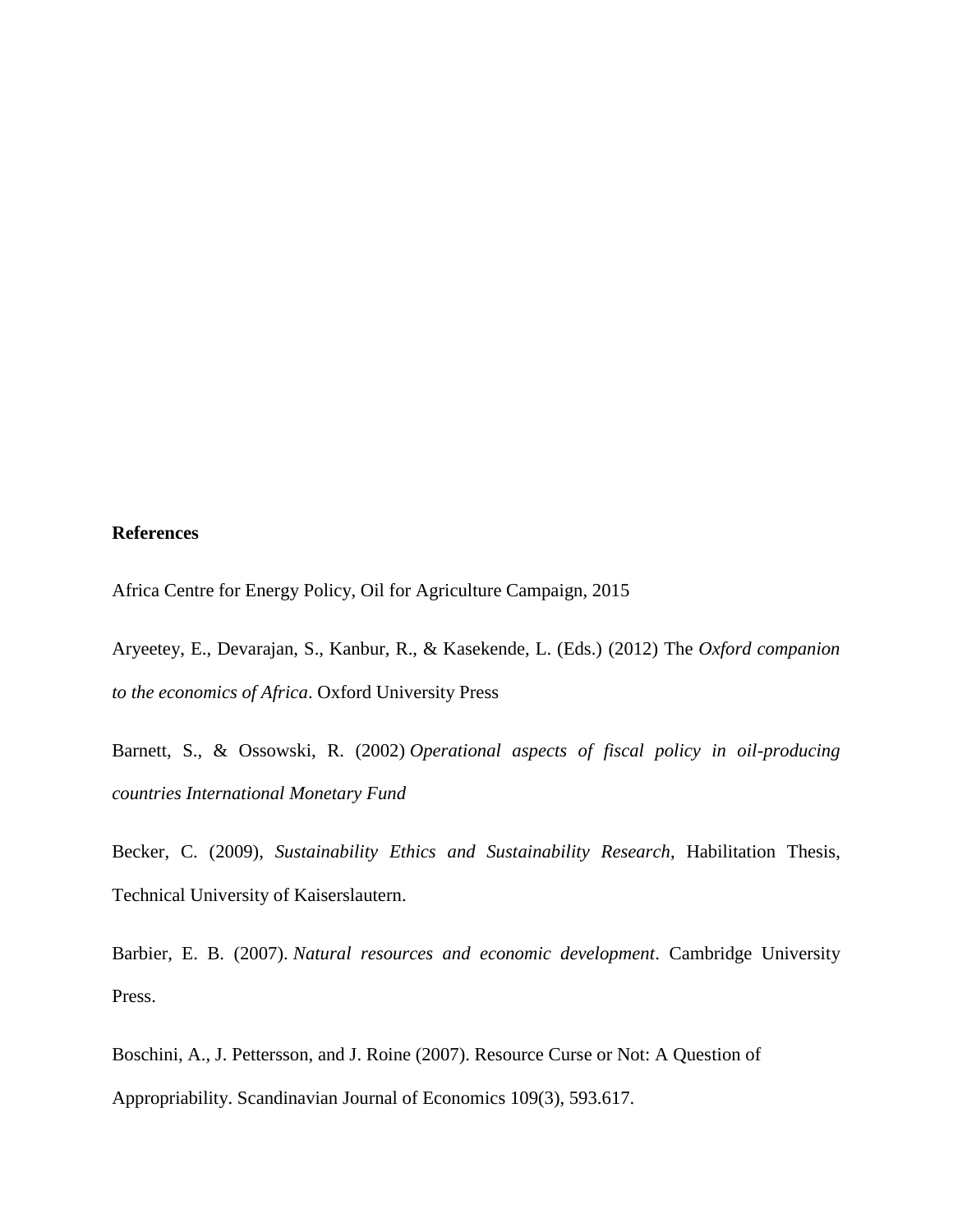**References**

Africa Centre for Energy Policy, Oil for Agriculture Campaign, 2015

Aryeetey, E., Devarajan, S., Kanbur, R., & Kasekende, L. (Eds.) (2012) The *Oxford companion to the economics of Africa*. Oxford University Press

Barnett, S., & Ossowski, R. (2002) *Operational aspects of fiscal policy in oil-producing countries International Monetary Fund*

Becker, C. (2009), *Sustainability Ethics and Sustainability Research*, Habilitation Thesis, Technical University of Kaiserslautern.

Barbier, E. B. (2007). *Natural resources and economic development*. Cambridge University Press.

Boschini, A., J. Pettersson, and J. Roine (2007). Resource Curse or Not: A Question of Appropriability. Scandinavian Journal of Economics 109(3), 593.617.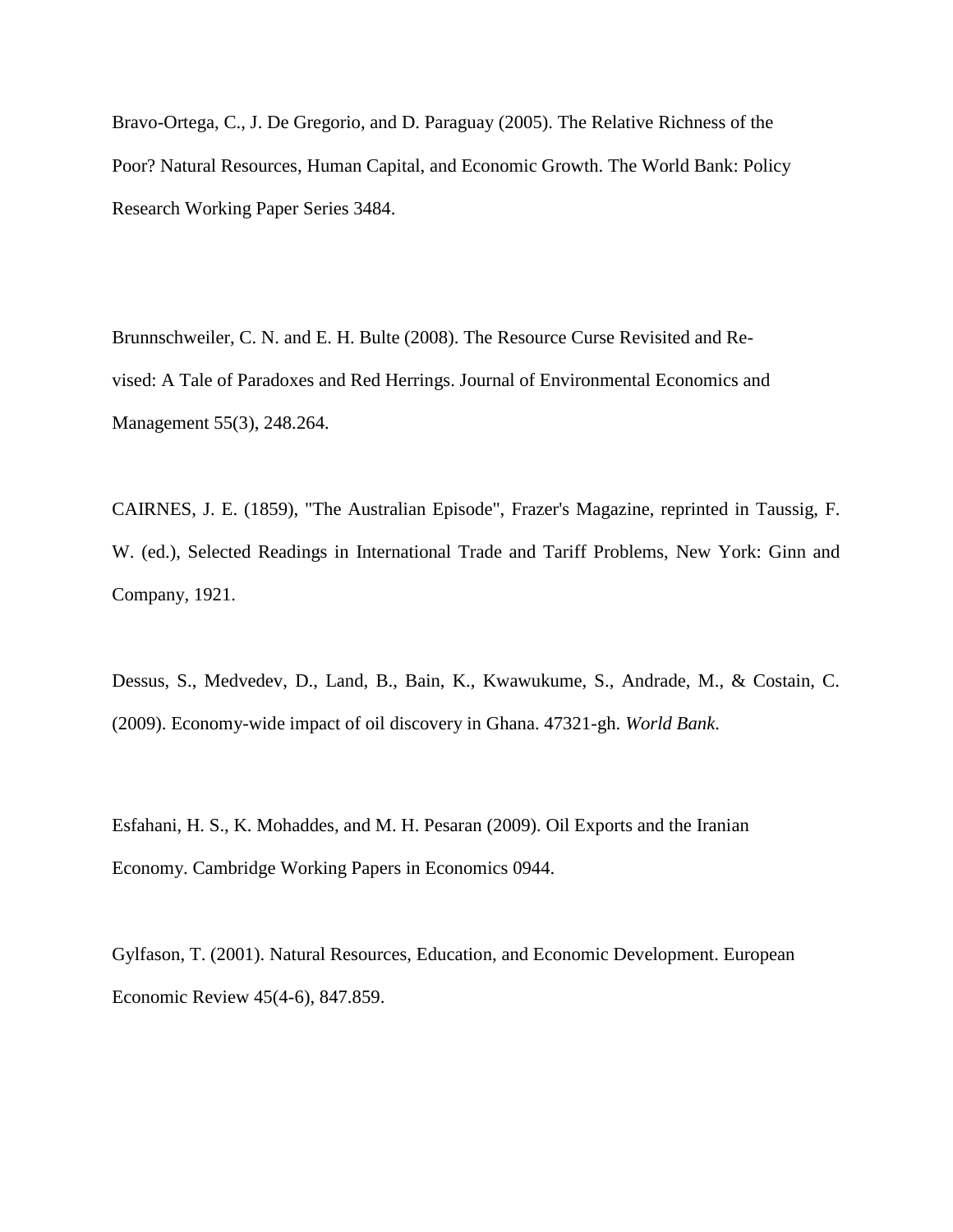Bravo-Ortega, C., J. De Gregorio, and D. Paraguay (2005). The Relative Richness of the Poor? Natural Resources, Human Capital, and Economic Growth. The World Bank: Policy Research Working Paper Series 3484.

Brunnschweiler, C. N. and E. H. Bulte (2008). The Resource Curse Revisited and Re-vised: A Tale of Paradoxes and Red Herrings. Journal of Environmental Economics and Management 55(3), 248.264.

CAIRNES, J. E. (1859), "The Australian Episode", Frazer's Magazine, reprinted in Taussig, F. W. (ed.), Selected Readings in International Trade and Tariff Problems, New York: Ginn and Company, 1921.

Dessus, S., Medvedev, D., Land, B., Bain, K., Kwawukume, S., Andrade, M., & Costain, C. (2009). Economy-wide impact of oil discovery in Ghana. 47321-gh. *World Bank*.

Esfahani, H. S., K. Mohaddes, and M. H. Pesaran (2009). Oil Exports and the Iranian Economy. Cambridge Working Papers in Economics 0944.

Gylfason, T. (2001). Natural Resources, Education, and Economic Development. European Economic Review 45(4-6), 847.859.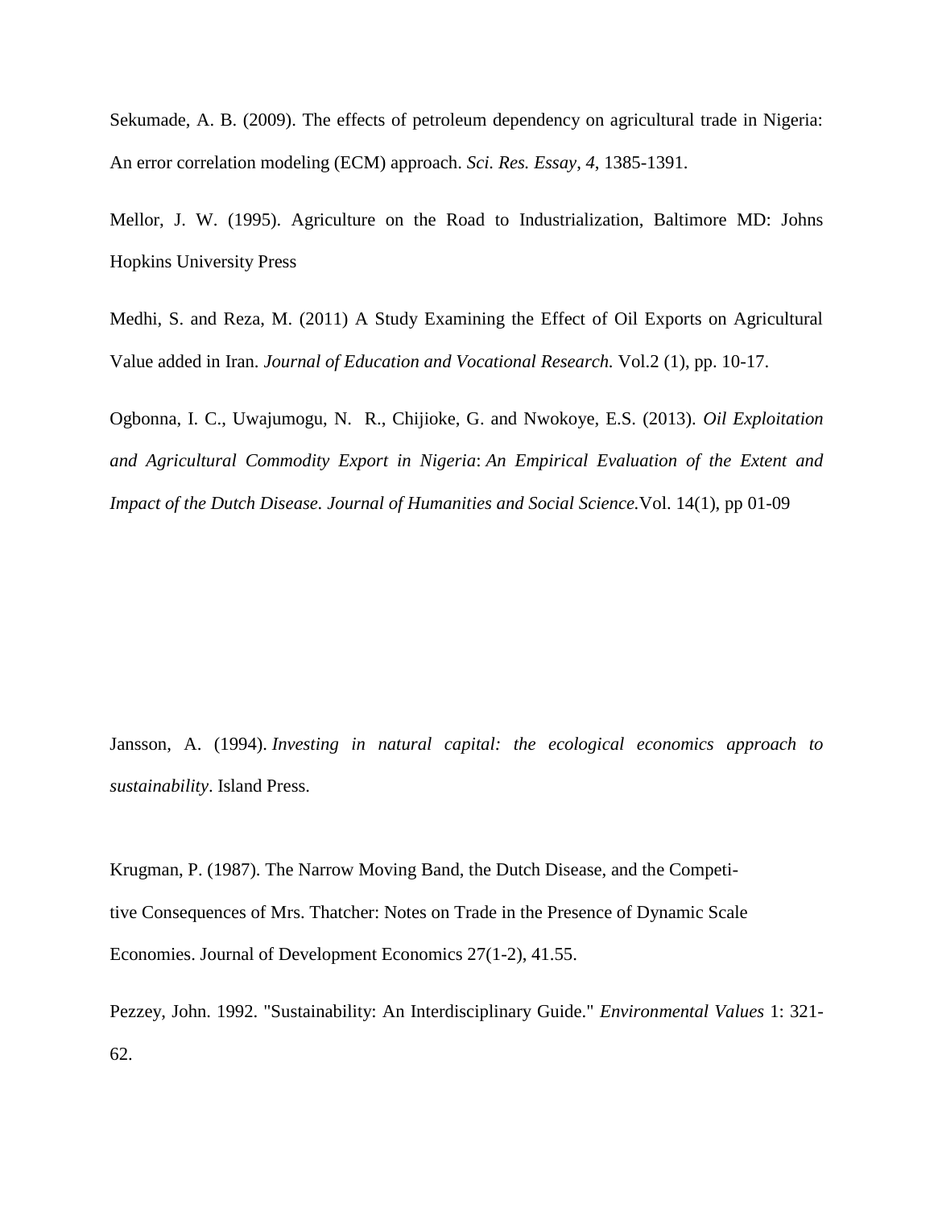Sekumade, A. B. (2009). The effects of petroleum dependency on agricultural trade in Nigeria: An error correlation modeling (ECM) approach. *Sci. Res. Essay*, *4*, 1385-1391.

Mellor, J. W. (1995). Agriculture on the Road to Industrialization, Baltimore MD: Johns Hopkins University Press

Medhi, S. and Reza, M. (2011) A Study Examining the Effect of Oil Exports on Agricultural Value added in Iran. *Journal of Education and Vocational Research.* Vol.2 (1), pp. 10-17.

Ogbonna, I. C., Uwajumogu, N. R., Chijioke, G. and Nwokoye, E.S. (2013). *Oil Exploitation and Agricultural Commodity Export in Nigeria*: *An Empirical Evaluation of the Extent and Impact of the Dutch Disease. Journal of Humanities and Social Science.*Vol. 14(1), pp 01-09

Jansson, A. (1994). *Investing in natural capital: the ecological economics approach to sustainability*. Island Press.

Krugman, P. (1987). The Narrow Moving Band, the Dutch Disease, and the Competitive Consequences of Mrs. Thatcher: Notes on Trade in the Presence of Dynamic Scale Economies. Journal of Development Economics 27(1-2), 41.55.

Pezzey, John. 1992. "Sustainability: An Interdisciplinary Guide." *Environmental Values* 1: 321-62.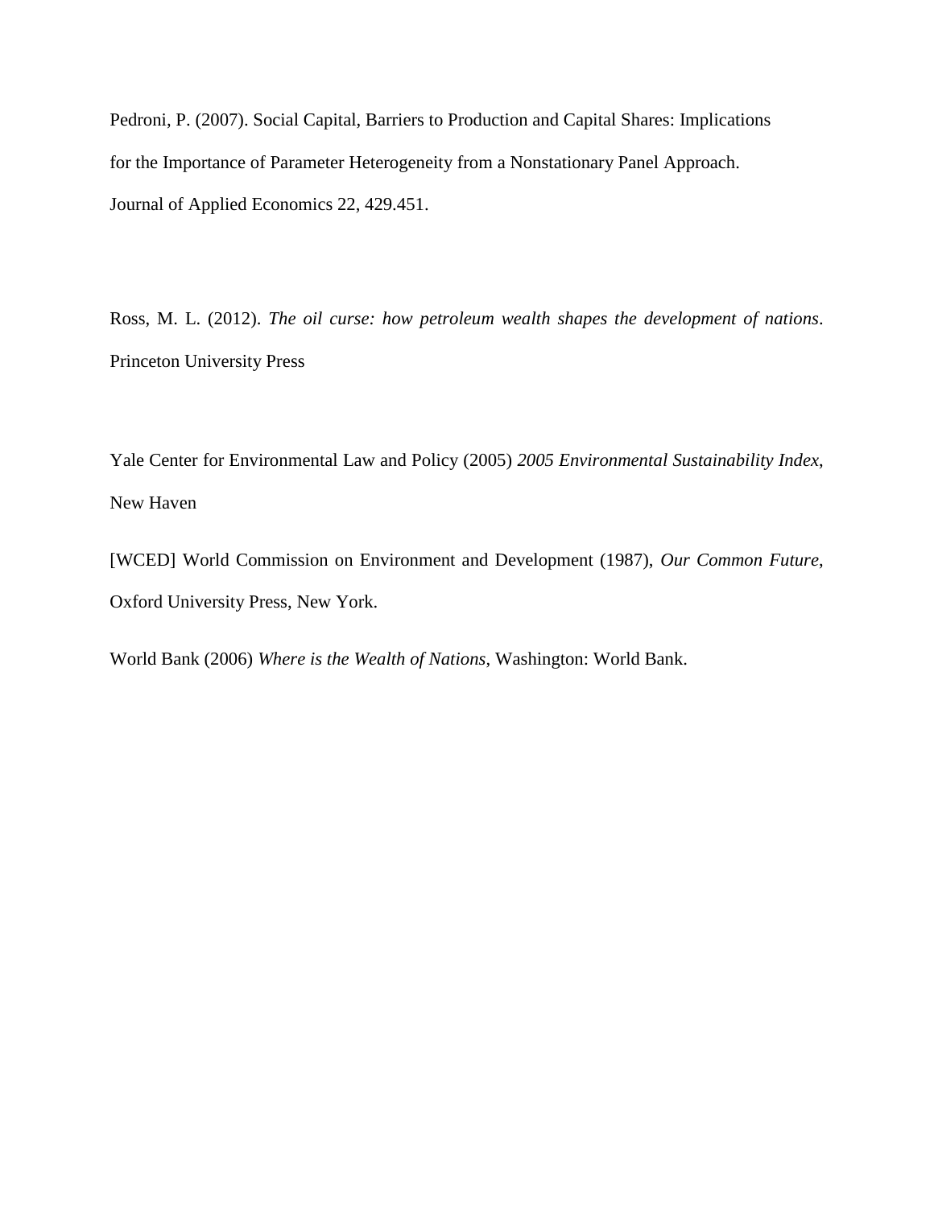Pedroni, P. (2007). Social Capital, Barriers to Production and Capital Shares: Implications for the Importance of Parameter Heterogeneity from a Nonstationary Panel Approach. Journal of Applied Economics 22, 429.451.

Ross, M. L. (2012). *The oil curse: how petroleum wealth shapes the development of nations*. Princeton University Press

Yale Center for Environmental Law and Policy (2005) *2005 Environmental Sustainability Index*, New Haven

[WCED] World Commission on Environment and Development (1987), *Our Common Future*, Oxford University Press, New York.

World Bank (2006) *Where is the Wealth of Nations*, Washington: World Bank.